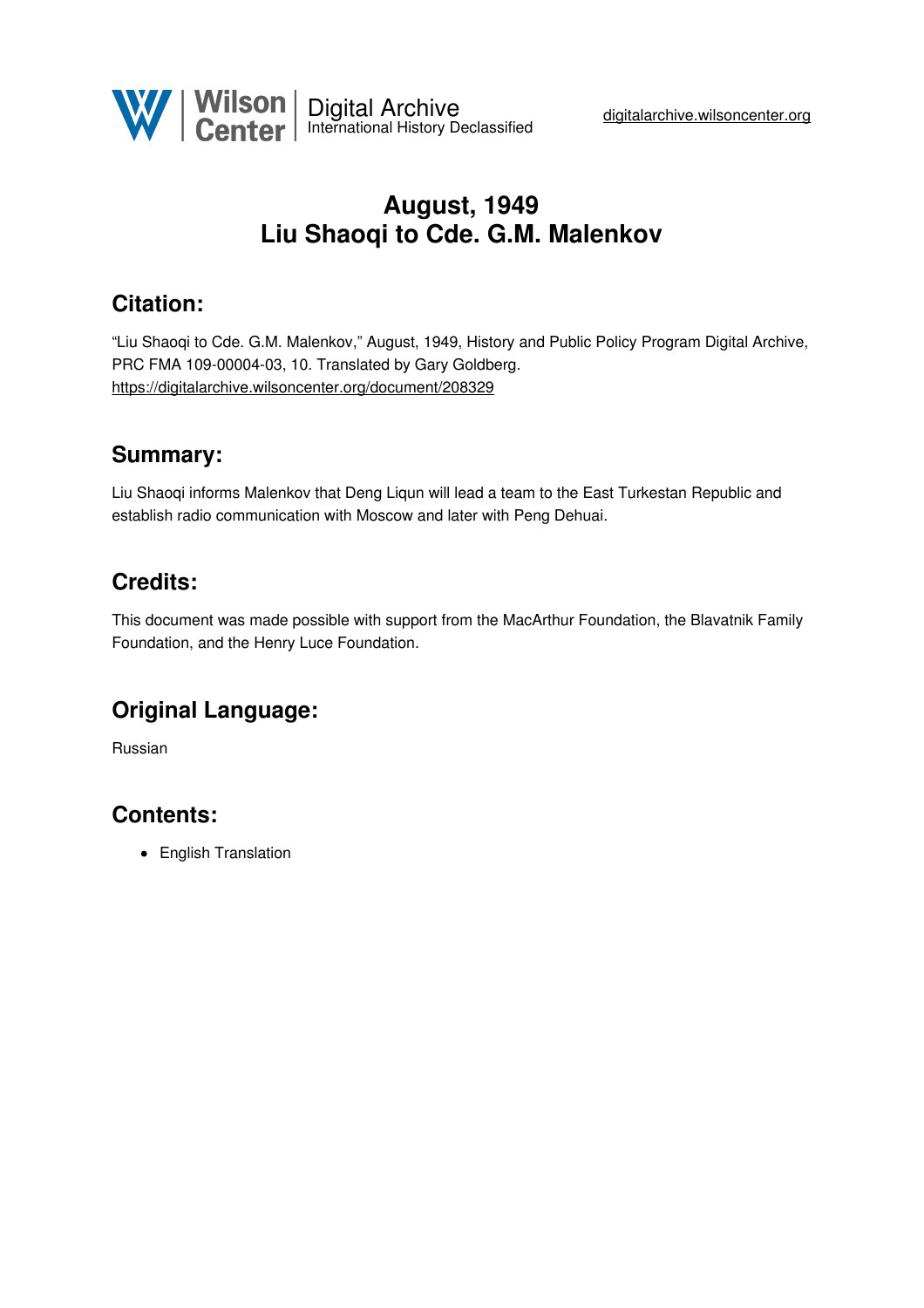# August, 1949
# Liu Shaoqi to Cde. G.M. Malenkov

## Citation:

"Liu Shaoqi to Cde. G.M. Malenkov," August, 1949, History and Public Policy Program Digital Archive, PRC FMA 109-00004-03, 10. Translated by Gary Goldberg.
https://digitalarchive.wilsoncenter.org/document/208329

## Summary:

Liu Shaoqi informs Malenkov that Deng Liqun will lead a team to the East Turkestan Republic and establish radio communication with Moscow and later with Peng Dehuai.

## Credits:

This document was made possible with support from the MacArthur Foundation, the Blavatnik Family Foundation, and the Henry Luce Foundation.

## Original Language:

Russian

## Contents:

- English Translation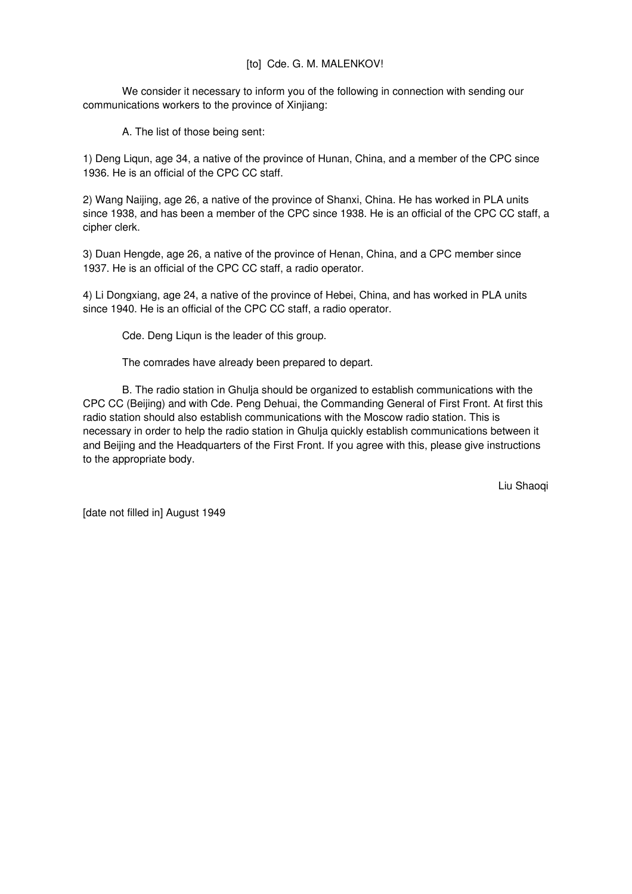[to] Cde. G. M. MALENKOV!

We consider it necessary to inform you of the following in connection with sending our communications workers to the province of Xinjiang:

A. The list of those being sent:

1) Deng Liqun, age 34, a native of the province of Hunan, China, and a member of the CPC since 1936. He is an official of the CPC CC staff.

2) Wang Naijing, age 26, a native of the province of Shanxi, China. He has worked in PLA units since 1938, and has been a member of the CPC since 1938. He is an official of the CPC CC staff, a cipher clerk.

3) Duan Hengde, age 26, a native of the province of Henan, China, and a CPC member since 1937. He is an official of the CPC CC staff, a radio operator.

4) Li Dongxiang, age 24, a native of the province of Hebei, China, and has worked in PLA units since 1940. He is an official of the CPC CC staff, a radio operator.

Cde. Deng Liqun is the leader of this group.

The comrades have already been prepared to depart.

B. The radio station in Ghulja should be organized to establish communications with the CPC CC (Beijing) and with Cde. Peng Dehuai, the Commanding General of First Front. At first this radio station should also establish communications with the Moscow radio station. This is necessary in order to help the radio station in Ghulja quickly establish communications between it and Beijing and the Headquarters of the First Front. If you agree with this, please give instructions to the appropriate body.

Liu Shaoqi

[date not filled in] August 1949